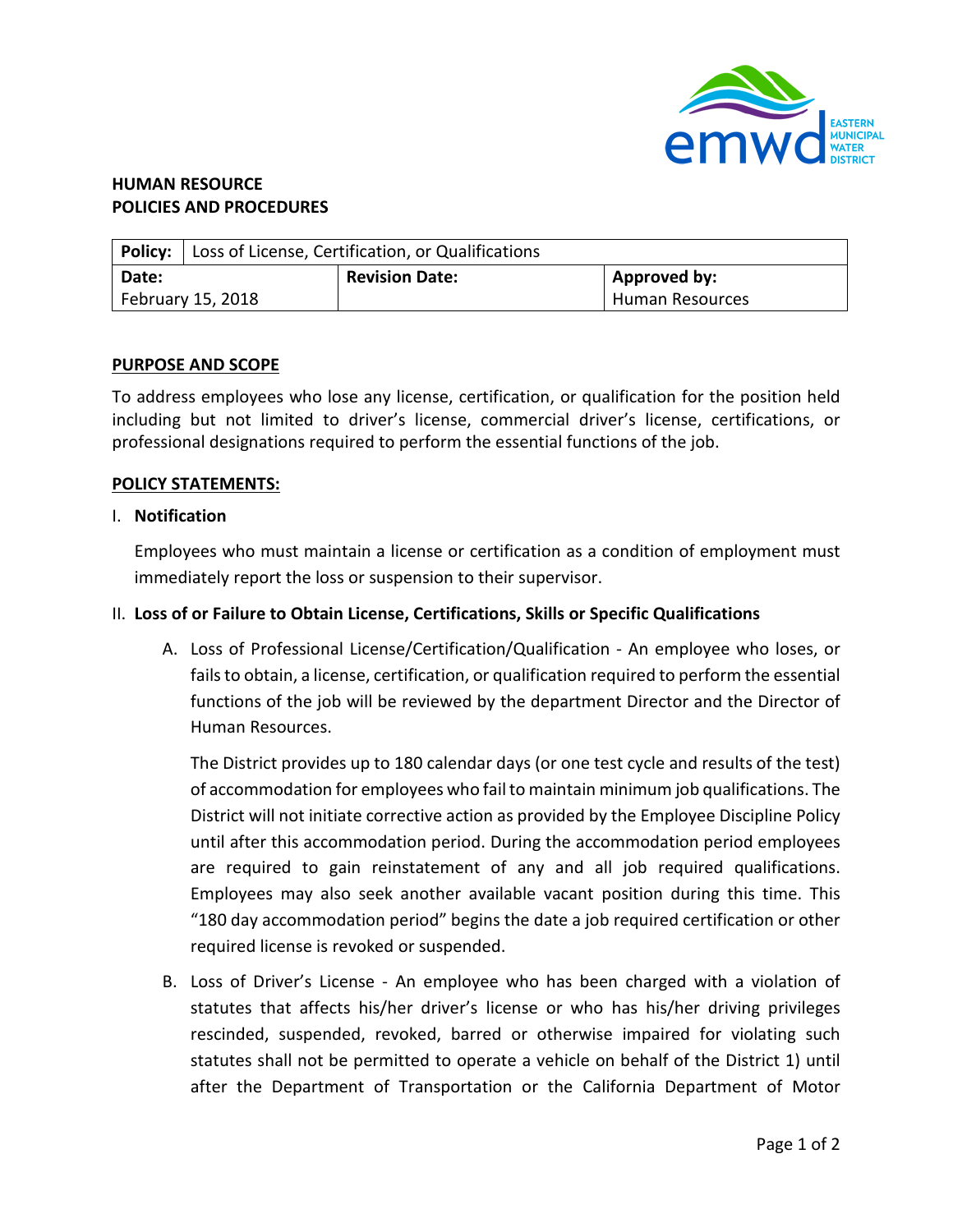**HUMAN RESOURCE**
**POLICIES AND PROCEDURES**

| **Policy:** Loss of License, Certification, or Qualifications | | |
|---|---|---|
| **Date:** February 15, 2018 | **Revision Date:** | **Approved by:** Human Resources |

## PURPOSE AND SCOPE

To address employees who lose any license, certification, or qualification for the position held including but not limited to driver's license, commercial driver's license, certifications, or professional designations required to perform the essential functions of the job.

## POLICY STATEMENTS:

I. **Notification**

Employees who must maintain a license or certification as a condition of employment must immediately report the loss or suspension to their supervisor.

II. **Loss of or Failure to Obtain License, Certifications, Skills or Specific Qualifications**

A. Loss of Professional License/Certification/Qualification - An employee who loses, or fails to obtain, a license, certification, or qualification required to perform the essential functions of the job will be reviewed by the department Director and the Director of Human Resources.

The District provides up to 180 calendar days (or one test cycle and results of the test) of accommodation for employees who fail to maintain minimum job qualifications. The District will not initiate corrective action as provided by the Employee Discipline Policy until after this accommodation period. During the accommodation period employees are required to gain reinstatement of any and all job required qualifications. Employees may also seek another available vacant position during this time. This "180 day accommodation period" begins the date a job required certification or other required license is revoked or suspended.

B. Loss of Driver's License - An employee who has been charged with a violation of statutes that affects his/her driver's license or who has his/her driving privileges rescinded, suspended, revoked, barred or otherwise impaired for violating such statutes shall not be permitted to operate a vehicle on behalf of the District 1) until after the Department of Transportation or the California Department of Motor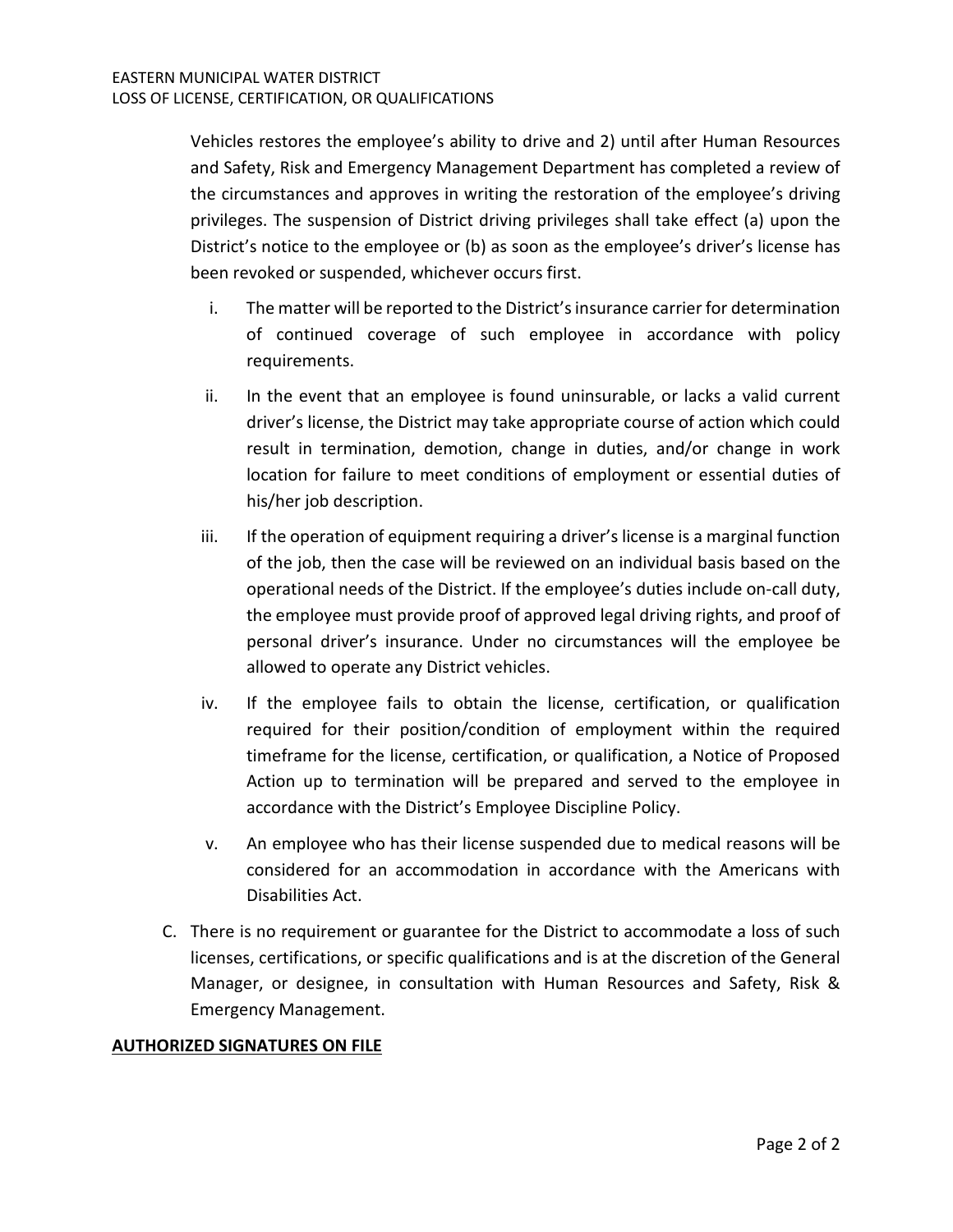Vehicles restores the employee's ability to drive and 2) until after Human Resources and Safety, Risk and Emergency Management Department has completed a review of the circumstances and approves in writing the restoration of the employee's driving privileges. The suspension of District driving privileges shall take effect (a) upon the District's notice to the employee or (b) as soon as the employee's driver's license has been revoked or suspended, whichever occurs first.

i. The matter will be reported to the District's insurance carrier for determination of continued coverage of such employee in accordance with policy requirements.

ii. In the event that an employee is found uninsurable, or lacks a valid current driver's license, the District may take appropriate course of action which could result in termination, demotion, change in duties, and/or change in work location for failure to meet conditions of employment or essential duties of his/her job description.

iii. If the operation of equipment requiring a driver's license is a marginal function of the job, then the case will be reviewed on an individual basis based on the operational needs of the District. If the employee's duties include on-call duty, the employee must provide proof of approved legal driving rights, and proof of personal driver's insurance. Under no circumstances will the employee be allowed to operate any District vehicles.

iv. If the employee fails to obtain the license, certification, or qualification required for their position/condition of employment within the required timeframe for the license, certification, or qualification, a Notice of Proposed Action up to termination will be prepared and served to the employee in accordance with the District's Employee Discipline Policy.

v. An employee who has their license suspended due to medical reasons will be considered for an accommodation in accordance with the Americans with Disabilities Act.

C. There is no requirement or guarantee for the District to accommodate a loss of such licenses, certifications, or specific qualifications and is at the discretion of the General Manager, or designee, in consultation with Human Resources and Safety, Risk & Emergency Management.

**AUTHORIZED SIGNATURES ON FILE**